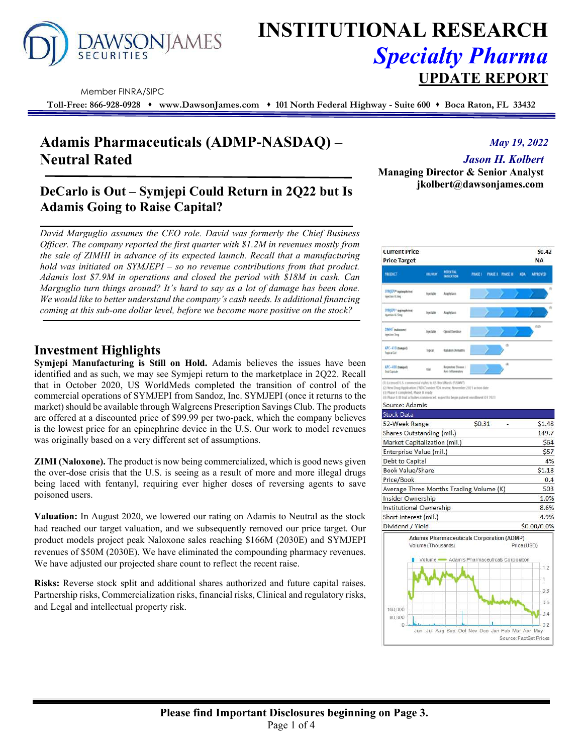# INSTITUTIONAL RESEARCH

## *Specialty Pharma*

## UPDATE REPORT

DAWSON JAMES SECURITIES

Member FINRA/SIPC

Toll-Free: 866-928-0928 ♦ www.DawsonJames.com ♦ 101 North Federal Highway - Suite 600 ♦ Boca Raton, FL 33432

# Adamis Pharmaceuticals (ADMP-NASDAQ) – Neutral Rated

*May 19, 2022*

*Jason H. Kolbert*

**Managing Director & Senior Analyst**

**jkolbert@dawsonjames.com**

## DeCarlo is Out – Symjepi Could Return in 2Q22 but Is Adamis Going to Raise Capital?

*David Marguglio assumes the CEO role. David was formerly the Chief Business Officer. The company reported the first quarter with $1.2M in revenues mostly from the sale of ZIMHI in advance of its expected launch. Recall that a manufacturing hold was initiated on SYMJEPI – so no revenue contributions from that product. Adamis lost $7.9M in operations and closed the period with $18M in cash. Can Marguglio turn things around? It's hard to say as a lot of damage has been done. We would like to better understand the company's cash needs. Is additional financing coming at this sub-one dollar level, before we become more positive on the stock?*

## Investment Highlights

**Symjepi Manufacturing is Still on Hold.** Adamis believes the issues have been identified and as such, we may see Symjepi return to the marketplace in 2Q22. Recall that in October 2020, US WorldMeds completed the transition of control of the commercial operations of SYMJEPI from Sandoz, Inc. SYMJEPI (once it returns to the market) should be available through Walgreens Prescription Savings Club. The products are offered at a discounted price of $99.99 per two-pack, which the company believes is the lowest price for an epinephrine device in the U.S. Our work to model revenues was originally based on a very different set of assumptions.

**ZIMI (Naloxone).** The product is now being commercialized, which is good news given the over-dose crisis that the U.S. is seeing as a result of more and more illegal drugs being laced with fentanyl, requiring ever higher doses of reversing agents to save poisoned users.

**Valuation:** In August 2020, we lowered our rating on Adamis to Neutral as the stock had reached our target valuation, and we subsequently removed our price target. Our product models project peak Naloxone sales reaching $166M (2030E) and SYMJEPI revenues of $50M (2030E). We have eliminated the compounding pharmacy revenues. We have adjusted our projected share count to reflect the recent raise.

**Risks:** Reverse stock split and additional shares authorized and future capital raises. Partnership risks, Commercialization risks, financial risks, Clinical and regulatory risks, and Legal and intellectual property risk.

| | |
|---|---|
| Current Price | $0.42 |
| Price Target | NA |

| Product | Delivery | Potential Indication | Phase I | Phase II | Phase III | NDA | Approved |
|---|---|---|---|---|---|---|---|
| SYMJEPI epinephrine Injection 0.3mg | Injectable | Anaphylaxis | | | | | (1) |
| SYMJEPI epinephrine Injection 0.15mg | Injectable | Anaphylaxis | | | | | (1) |
| ZIMHI naloxone Injection 5mg | Injectable | Opioid Overdose | | | | (1)(2) | |
| APC-410 (tempol) Topical Gel | Topical | Radiation Dermatitis | | (3) | | | |
| APC-400 (tempol) Oral Capsule | Oral | Respiratory Disease / Anti-Inflammatory | | (4) | | | |

(1) Licensed U.S. commercial rights to US WorldMeds ("USWM")
(2) New Drug Application ("NDA") under FDA review, November 2021 action date
(3) Phase II completed, Phase III ready
(4) Phase II/III trial activities commenced, expect to begin patient enrollment Q3 2021

Source: Adamis

| Stock Data | | | |
|---|---|---|---|
| 52-Week Range | $0.31 | - | $1.48 |
| Shares Outstanding (mil.) | | | 149.7 |
| Market Capitalization (mil.) | | | $64 |
| Enterprise Value (mil.) | | | $57 |
| Debt to Capital | | | 4% |
| Book Value/Share | | | $1.18 |
| Price/Book | | | 0.4 |
| Average Three Months Trading Volume (K) | | | 503 |
| Insider Ownership | | | 1.0% |
| Institutional Ownership | | | 8.6% |
| Short interest (mil.) | | | 4.9% |
| Dividend / Yield | | | $0.00/0.0% |

Adamis Pharmaceuticals Corporation (ADMP)

Source: FactSet Prices

**Please find Important Disclosures beginning on Page 3.**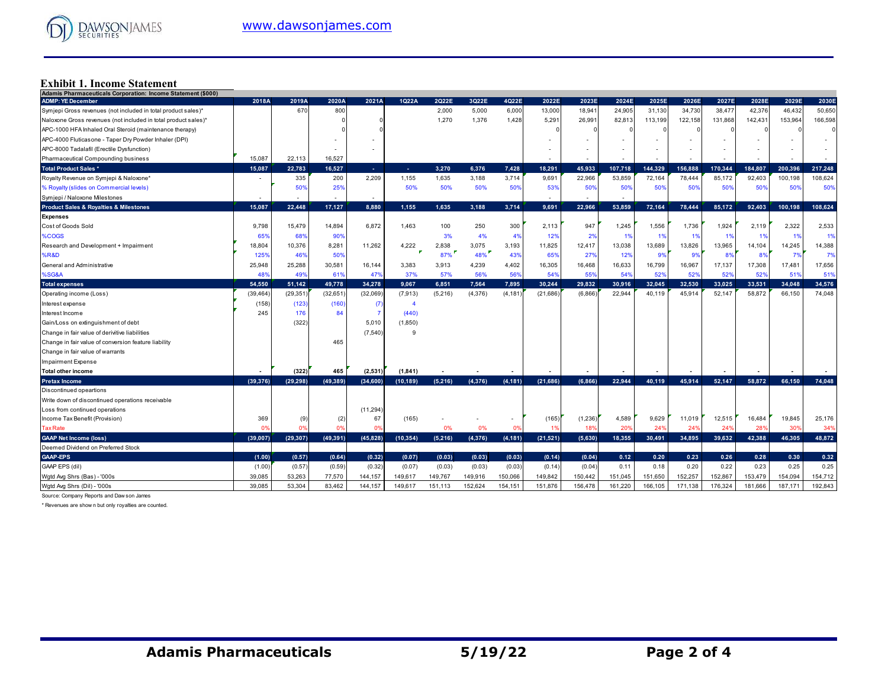## Exhibit 1. Income Statement

| Adamis Pharmaceuticals Corporation: Income Statement ($000) | | | | | | | | | | | | | | | | | | |
|---|---|---|---|---|---|---|---|---|---|---|---|---|---|---|---|---|---|---|
| ADMP: YE December | 2018A | 2019A | 2020A | 2021A | 1Q22A | 2Q22E | 3Q22E | 4Q22E | 2022E | 2023E | 2024E | 2025E | 2026E | 2027E | 2028E | 2029E | 2030E |
| Symjepi Gross revenues (not included in total product sales)* | | 670 | 800 | | | 2,000 | 5,000 | 6,000 | 13,000 | 18,941 | 24,905 | 31,130 | 34,730 | 38,477 | 42,376 | 46,432 | 50,650 |
| Naloxone Gross revenues (not included in total product sales)* | | | 0 | 0 | | 1,270 | 1,376 | 1,428 | 5,291 | 26,991 | 82,813 | 113,199 | 122,158 | 131,868 | 142,431 | 153,964 | 166,598 |
| APC-1000 HFA Inhaled Oral Steroid (maintenance therapy) | | | 0 | 0 | | | | | 0 | 0 | 0 | 0 | 0 | 0 | 0 | 0 | 0 |
| APC-4000 Fluticasone - Taper Dry Powder Inhaler (DPI) | | | - | - | | | | | - | - | - | - | - | - | - | - | - |
| APC-8000 Tadalafil (Erectile Dysfunction) | | | - | - | | | | | - | - | - | - | - | - | - | - | - |
| Pharmaceutical Compounding business | 15,087 | 22,113 | 16,527 | | | | | | - | - | - | - | - | - | - | - | - |
| **Total Product Sales *** | 15,087 | 22,783 | 16,527 | - | - | 3,270 | 6,376 | 7,428 | 18,291 | 45,933 | 107,718 | 144,329 | 156,888 | 170,344 | 184,807 | 200,396 | 217,248 |
| Royalty Revenue on Symjepi & Naloxone* | - | 335 | 200 | 2,209 | 1,155 | 1,635 | 3,188 | 3,714 | 9,691 | 22,966 | 53,859 | 72,164 | 78,444 | 85,172 | 92,403 | 100,198 | 108,624 |
| % Royalty (slides on Commercial levels) | | 50% | 25% | | 50% | 50% | 50% | 50% | 53% | 50% | 50% | 50% | 50% | 50% | 50% | 50% | 50% |
| Symjepi / Naloxone Milestones | - | - | - | - | | | | | - | - | - | | | | | | |
| **Product Sales & Royalties & Milestones** | 15,087 | 22,448 | 17,127 | 8,880 | 1,155 | 1,635 | 3,188 | 3,714 | 9,691 | 22,966 | 53,859 | 72,164 | 78,444 | 85,172 | 92,403 | 100,198 | 108,624 |
| **Expenses** | | | | | | | | | | | | | | | | | |
| Cost of Goods Sold | 9,798 | 15,479 | 14,894 | 6,872 | 1,463 | 100 | 250 | 300 | 2,113 | 947 | 1,245 | 1,556 | 1,736 | 1,924 | 2,119 | 2,322 | 2,533 |
| %COGS | 65% | 68% | 90% | | | 3% | 4% | 4% | 12% | 2% | 1% | 1% | 1% | 1% | 1% | 1% | 1% |
| Research and Development + Impairment | 18,804 | 10,376 | 8,281 | 11,262 | 4,222 | 2,838 | 3,075 | 3,193 | 11,825 | 12,417 | 13,038 | 13,689 | 13,826 | 13,965 | 14,104 | 14,245 | 14,388 |
| %R&D | 125% | 46% | 50% | | | 87% | 48% | 43% | 65% | 27% | 12% | 9% | 9% | 8% | 8% | 7% | 7% |
| General and Administrative | 25,948 | 25,288 | 30,581 | 16,144 | 3,383 | 3,913 | 4,239 | 4,402 | 16,305 | 16,468 | 16,633 | 16,799 | 16,967 | 17,137 | 17,308 | 17,481 | 17,656 |
| %SG&A | 48% | 49% | 61% | 47% | 37% | 57% | 56% | 56% | 54% | 55% | 54% | 52% | 52% | 52% | 52% | 51% | 51% |
| **Total expenses** | 54,550 | 51,142 | 49,778 | 34,278 | 9,067 | 6,851 | 7,564 | 7,895 | 30,244 | 29,832 | 30,916 | 32,045 | 32,530 | 33,025 | 33,531 | 34,048 | 34,576 |
| Operating income (Loss) | (39,464) | (29,351) | (32,651) | (32,069) | (7,913) | (5,216) | (4,376) | (4,181) | (21,686) | (6,866) | 22,944 | 40,119 | 45,914 | 52,147 | 58,872 | 66,150 | 74,048 |
| Interest expense | (158) | (123) | (160) | (7) | 4 | | | | | | | | | | | | |
| Interest Income | 245 | 176 | 84 | 7 | (440) | | | | | | | | | | | | |
| Gain/Loss on extinguishment of debt | | (322) | | 5,010 | (1,850) | | | | | | | | | | | | |
| Change in fair value of derivitive liabilities | | | | (7,540) | 9 | | | | | | | | | | | | |
| Change in fair value of conversion feature liability | | | 465 | | | | | | | | | | | | | | |
| Change in fair value of warrants | | | | | | | | | | | | | | | | | |
| Impairment Expense | | | | | | | | | | | | | | | | | |
| **Total other income** | - | (322) | 465 | (2,531) | (1,841) | - | - | - | - | - | - | - | - | - | - | - | - |
| **Pretax Income** | (39,376) | (29,298) | (49,389) | (34,600) | (10,189) | (5,216) | (4,376) | (4,181) | (21,686) | (6,866) | 22,944 | 40,119 | 45,914 | 52,147 | 58,872 | 66,150 | 74,048 |
| Discontinued opeartions | | | | | | | | | | | | | | | | | |
| Write down of discontinued operations receivable | | | | | | | | | | | | | | | | | |
| Loss from continued operations | | | | (11,294) | | | | | | | | | | | | | |
| Income Tax Benefit (Provision) | 369 | (9) | (2) | 67 | (165) | - | - | - | (165) | (1,236) | 4,589 | 9,629 | 11,019 | 12,515 | 16,484 | 19,845 | 25,176 |
| Tax Rate | 0% | 0% | 0% | 0% | | 0% | 0% | 0% | 1% | 18% | 20% | 24% | 24% | 24% | 28% | 30% | 34% |
| **GAAP Net Income (loss)** | (39,007) | (29,307) | (49,391) | (45,828) | (10,354) | (5,216) | (4,376) | (4,181) | (21,521) | (5,630) | 18,355 | 30,491 | 34,895 | 39,632 | 42,388 | 46,305 | 48,872 |
| Deemed Dividend on Preferred Stock | | | | | | | | | | | | | | | | | |
| **GAAP-EPS** | (1.00) | (0.57) | (0.64) | (0.32) | (0.07) | (0.03) | (0.03) | (0.03) | (0.14) | (0.04) | 0.12 | 0.20 | 0.23 | 0.26 | 0.28 | 0.30 | 0.32 |
| GAAP EPS (dil) | (1.00) | (0.57) | (0.59) | (0.32) | (0.07) | (0.03) | (0.03) | (0.03) | (0.14) | (0.04) | 0.11 | 0.18 | 0.20 | 0.22 | 0.23 | 0.25 | 0.25 |
| Wgtd Avg Shrs (Bas) - '000s | 39,085 | 53,263 | 77,570 | 144,157 | 149,617 | 149,767 | 149,916 | 150,066 | 149,842 | 150,442 | 151,045 | 151,650 | 152,257 | 152,867 | 153,479 | 154,094 | 154,712 |
| Wgtd Avg Shrs (Dil) - '000s | 39,085 | 53,304 | 83,462 | 144,157 | 149,617 | 151,113 | 152,624 | 154,151 | 151,876 | 156,478 | 161,220 | 166,105 | 171,138 | 176,324 | 181,666 | 187,171 | 192,843 |

Source: Company Reports and Dawson James

* Revenues are shown but only royalties are counted.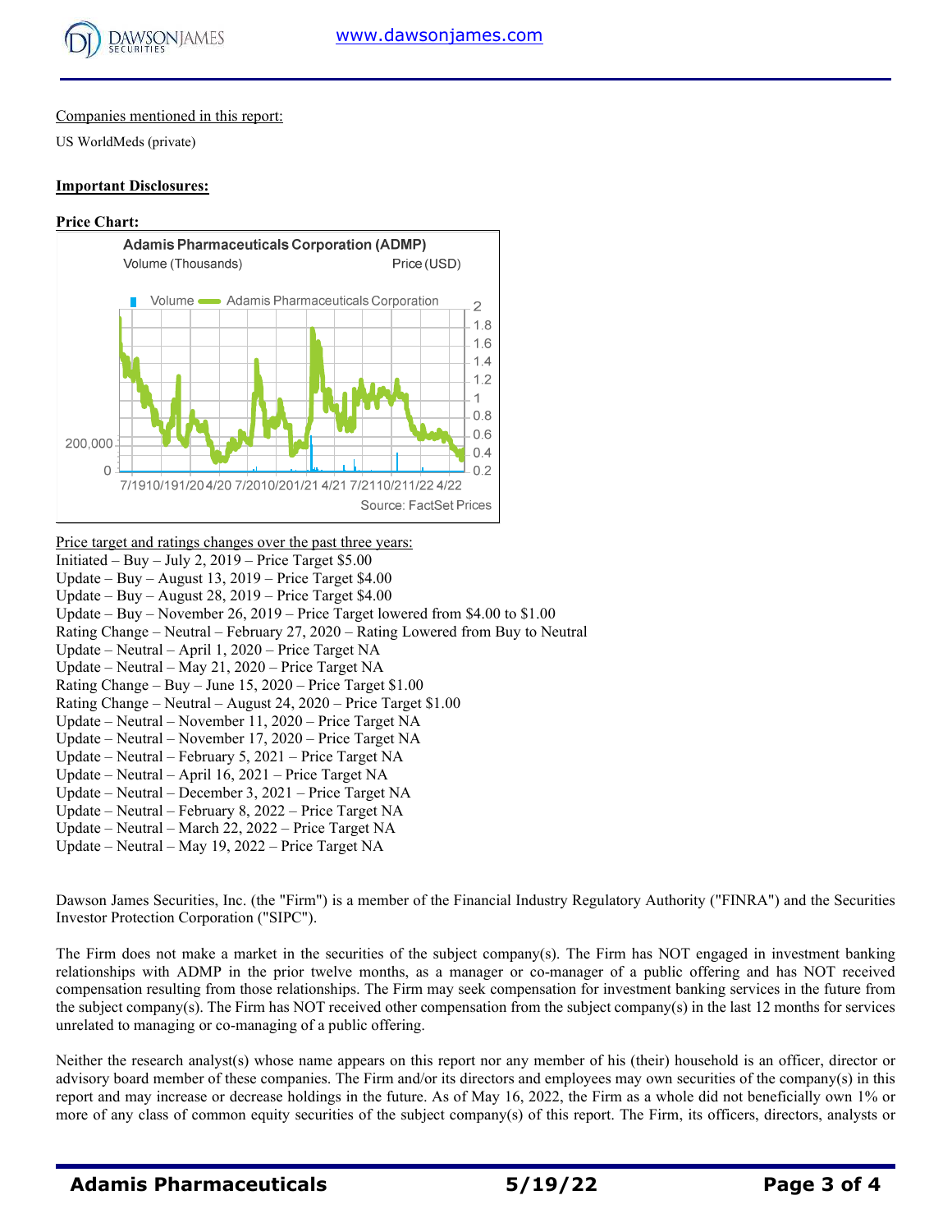Companies mentioned in this report:

US WorldMeds (private)

**Important Disclosures:**

**Price Chart:**

Adamis Pharmaceuticals Corporation (ADMP)

Volume (Thousands) Price (USD)

Volume — Adamis Pharmaceuticals Corporation

Source: FactSet Prices

Price target and ratings changes over the past three years:

Initiated – Buy – July 2, 2019 – Price Target $5.00
Update – Buy – August 13, 2019 – Price Target $4.00
Update – Buy – August 28, 2019 – Price Target $4.00
Update – Buy – November 26, 2019 – Price Target lowered from $4.00 to $1.00
Rating Change – Neutral – February 27, 2020 – Rating Lowered from Buy to Neutral
Update – Neutral – April 1, 2020 – Price Target NA
Update – Neutral – May 21, 2020 – Price Target NA
Rating Change – Buy – June 15, 2020 – Price Target $1.00
Rating Change – Neutral – August 24, 2020 – Price Target $1.00
Update – Neutral – November 11, 2020 – Price Target NA
Update – Neutral – November 17, 2020 – Price Target NA
Update – Neutral – February 5, 2021 – Price Target NA
Update – Neutral – April 16, 2021 – Price Target NA
Update – Neutral – December 3, 2021 – Price Target NA
Update – Neutral – February 8, 2022 – Price Target NA
Update – Neutral – March 22, 2022 – Price Target NA
Update – Neutral – May 19, 2022 – Price Target NA

Dawson James Securities, Inc. (the "Firm") is a member of the Financial Industry Regulatory Authority ("FINRA") and the Securities Investor Protection Corporation ("SIPC").

The Firm does not make a market in the securities of the subject company(s). The Firm has NOT engaged in investment banking relationships with ADMP in the prior twelve months, as a manager or co-manager of a public offering and has NOT received compensation resulting from those relationships. The Firm may seek compensation for investment banking services in the future from the subject company(s). The Firm has NOT received other compensation from the subject company(s) in the last 12 months for services unrelated to managing or co-managing of a public offering.

Neither the research analyst(s) whose name appears on this report nor any member of his (their) household is an officer, director or advisory board member of these companies. The Firm and/or its directors and employees may own securities of the company(s) in this report and may increase or decrease holdings in the future. As of May 16, 2022, the Firm as a whole did not beneficially own 1% or more of any class of common equity securities of the subject company(s) of this report. The Firm, its officers, directors, analysts or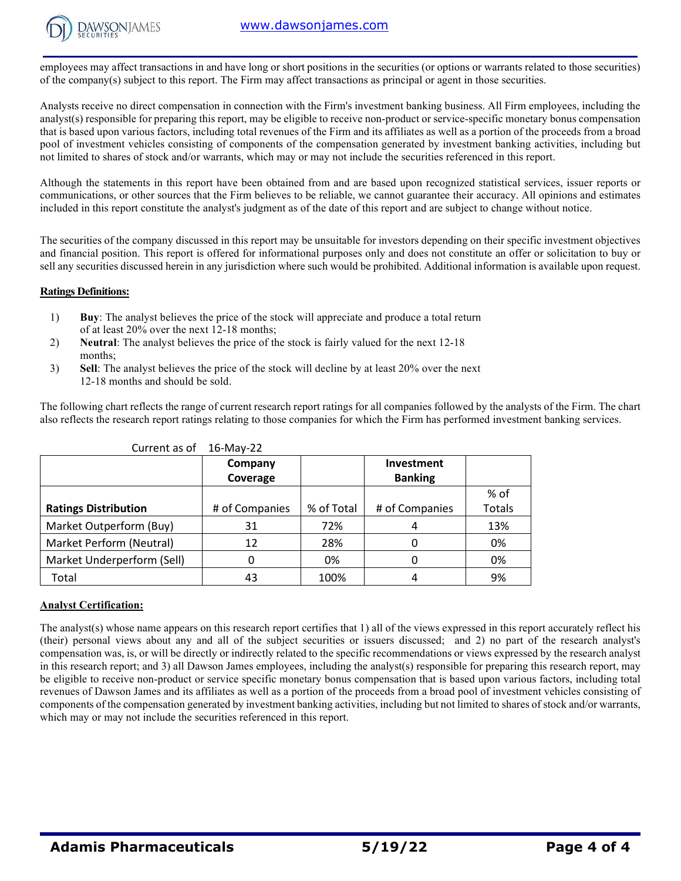employees may affect transactions in and have long or short positions in the securities (or options or warrants related to those securities) of the company(s) subject to this report. The Firm may affect transactions as principal or agent in those securities.

Analysts receive no direct compensation in connection with the Firm's investment banking business. All Firm employees, including the analyst(s) responsible for preparing this report, may be eligible to receive non-product or service-specific monetary bonus compensation that is based upon various factors, including total revenues of the Firm and its affiliates as well as a portion of the proceeds from a broad pool of investment vehicles consisting of components of the compensation generated by investment banking activities, including but not limited to shares of stock and/or warrants, which may or may not include the securities referenced in this report.

Although the statements in this report have been obtained from and are based upon recognized statistical services, issuer reports or communications, or other sources that the Firm believes to be reliable, we cannot guarantee their accuracy. All opinions and estimates included in this report constitute the analyst's judgment as of the date of this report and are subject to change without notice.

The securities of the company discussed in this report may be unsuitable for investors depending on their specific investment objectives and financial position. This report is offered for informational purposes only and does not constitute an offer or solicitation to buy or sell any securities discussed herein in any jurisdiction where such would be prohibited. Additional information is available upon request.

**Ratings Definitions:**

1) **Buy**: The analyst believes the price of the stock will appreciate and produce a total return of at least 20% over the next 12-18 months;
2) **Neutral**: The analyst believes the price of the stock is fairly valued for the next 12-18 months;
3) **Sell**: The analyst believes the price of the stock will decline by at least 20% over the next 12-18 months and should be sold.

The following chart reflects the range of current research report ratings for all companies followed by the analysts of the Firm. The chart also reflects the research report ratings relating to those companies for which the Firm has performed investment banking services.

Current as of 16-May-22

| | Company Coverage | | Investment Banking | |
|---|---|---|---|---|
| **Ratings Distribution** | # of Companies | % of Total | # of Companies | % of Totals |
| Market Outperform (Buy) | 31 | 72% | 4 | 13% |
| Market Perform (Neutral) | 12 | 28% | 0 | 0% |
| Market Underperform (Sell) | 0 | 0% | 0 | 0% |
| Total | 43 | 100% | 4 | 9% |

**Analyst Certification:**

The analyst(s) whose name appears on this research report certifies that 1) all of the views expressed in this report accurately reflect his (their) personal views about any and all of the subject securities or issuers discussed; and 2) no part of the research analyst's compensation was, is, or will be directly or indirectly related to the specific recommendations or views expressed by the research analyst in this research report; and 3) all Dawson James employees, including the analyst(s) responsible for preparing this research report, may be eligible to receive non-product or service specific monetary bonus compensation that is based upon various factors, including total revenues of Dawson James and its affiliates as well as a portion of the proceeds from a broad pool of investment vehicles consisting of components of the compensation generated by investment banking activities, including but not limited to shares of stock and/or warrants, which may or may not include the securities referenced in this report.